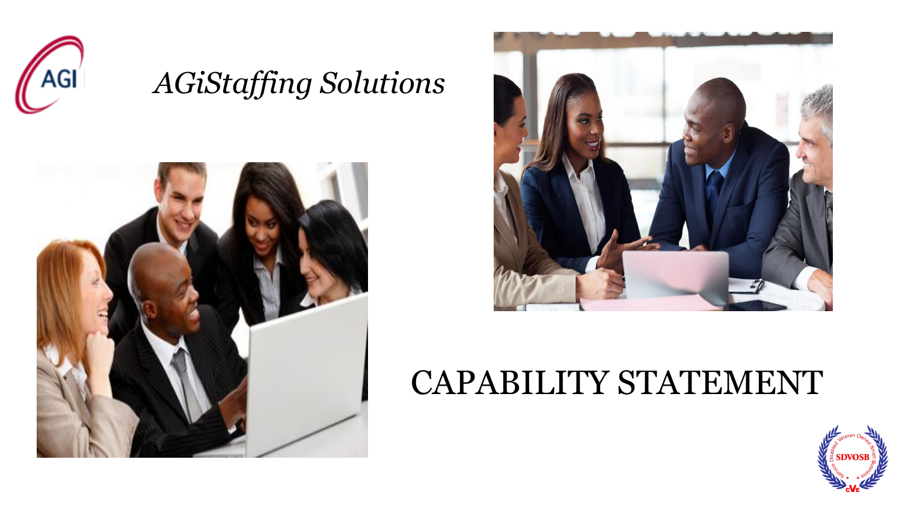AGI

# *AGiStaffing Solutions*

# CAPABILITY STATEMENT

SDVOSB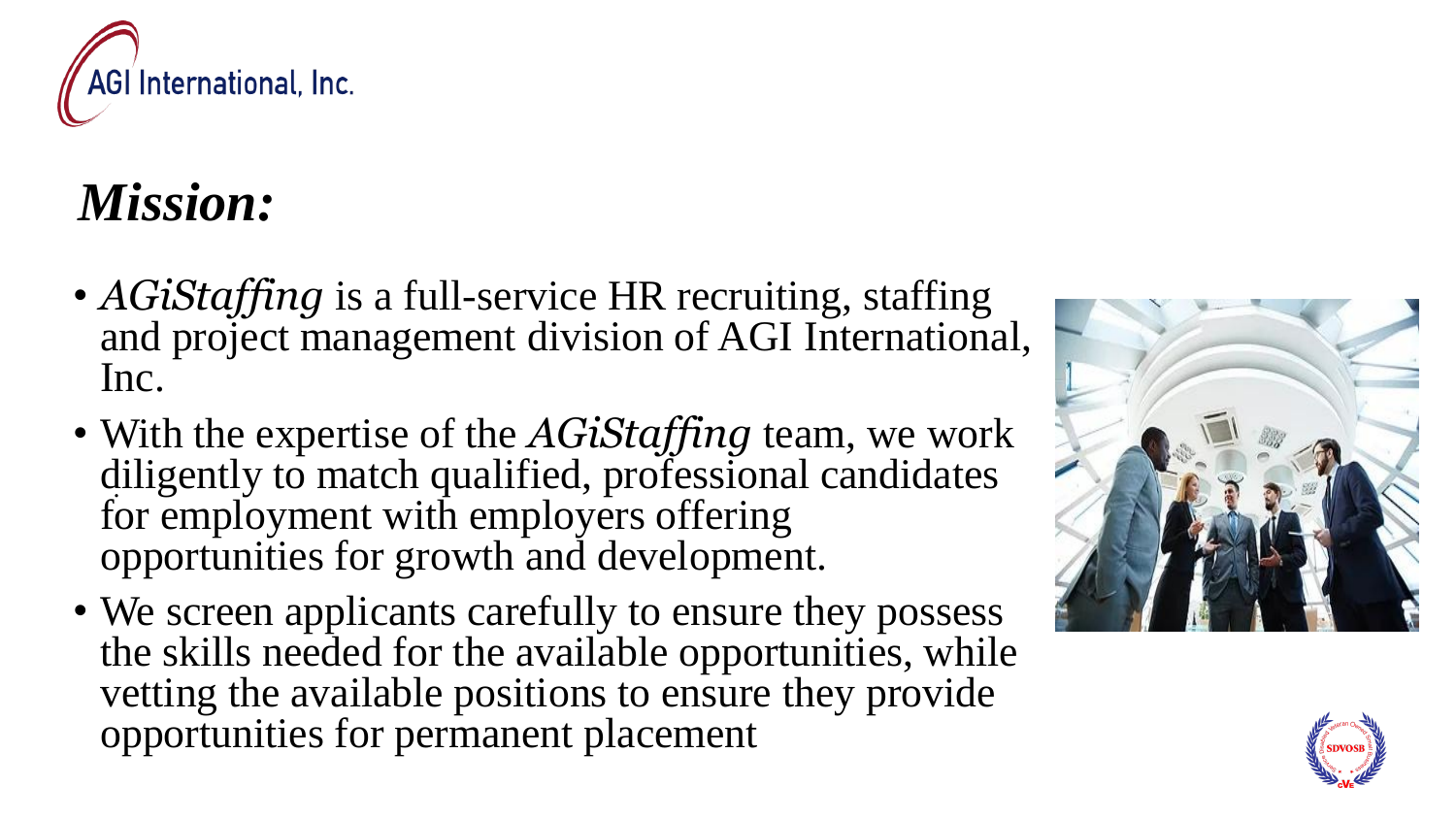AGI International, Inc.

# *Mission:*

- *AGiStaffing* is a full-service HR recruiting, staffing and project management division of AGI International, Inc.
- With the expertise of the *AGiStaffing* team, we work diligently to match qualified, professional candidates for employment with employers offering opportunities for growth and development.
- We screen applicants carefully to ensure they possess the skills needed for the available opportunities, while vetting the available positions to ensure they provide opportunities for permanent placement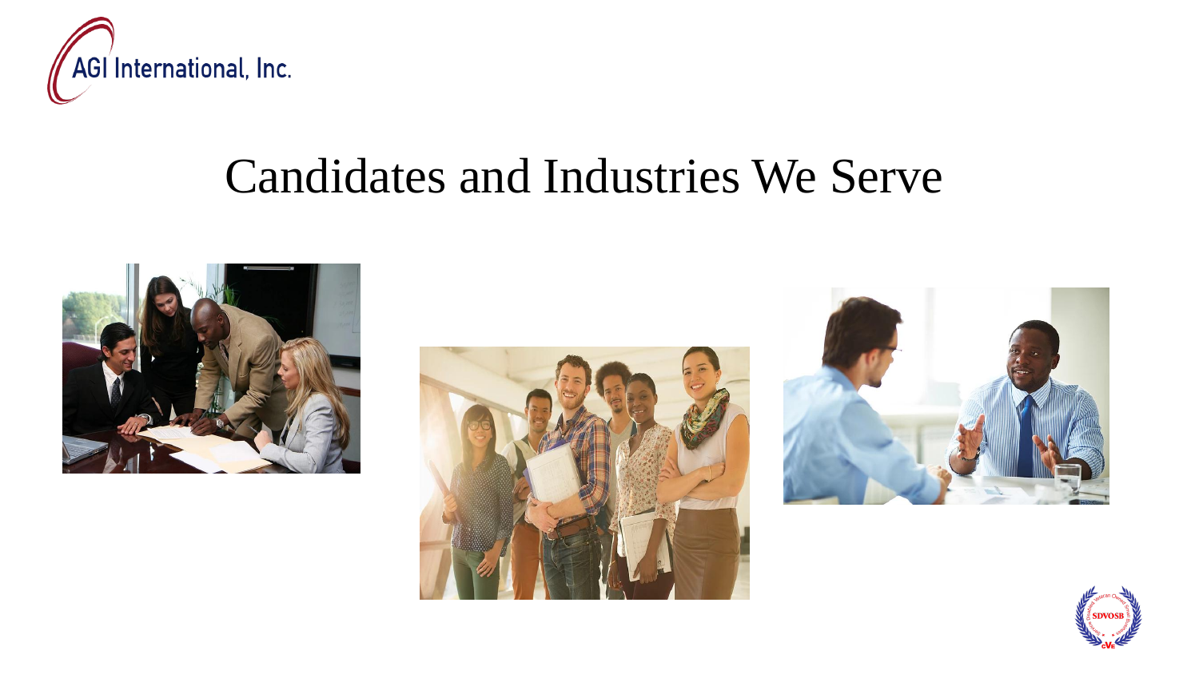# Candidates and Industries We Serve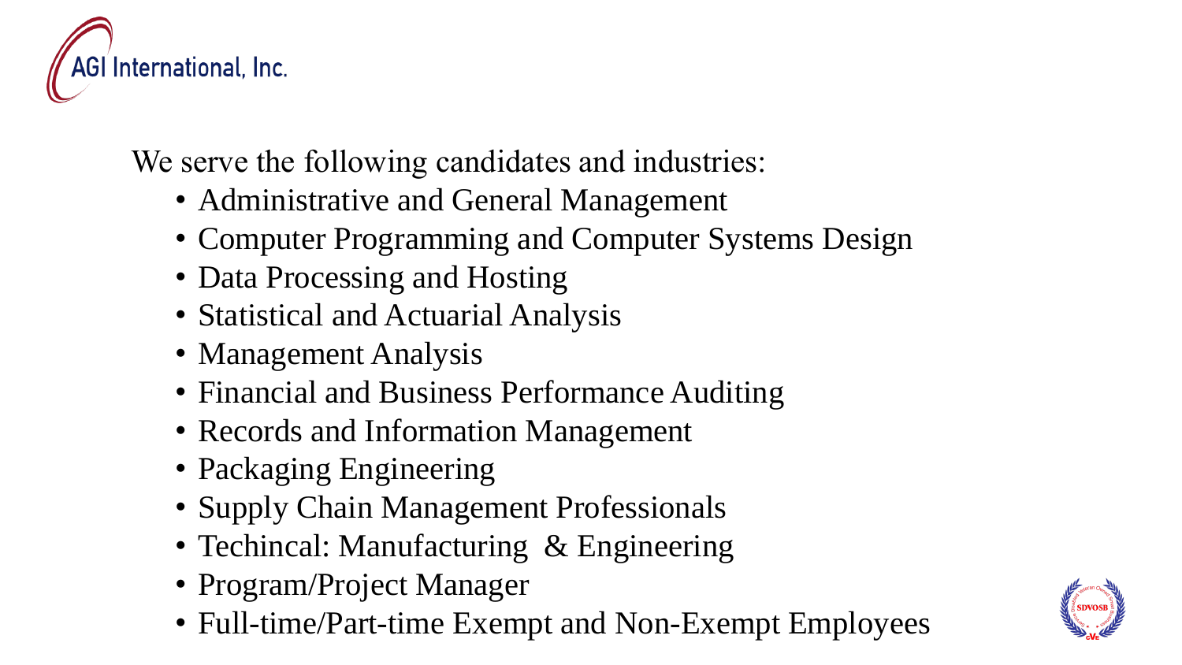We serve the following candidates and industries:

- Administrative and General Management
- Computer Programming and Computer Systems Design
- Data Processing and Hosting
- Statistical and Actuarial Analysis
- Management Analysis
- Financial and Business Performance Auditing
- Records and Information Management
- Packaging Engineering
- Supply Chain Management Professionals
- Techincal: Manufacturing & Engineering
- Program/Project Manager
- Full-time/Part-time Exempt and Non-Exempt Employees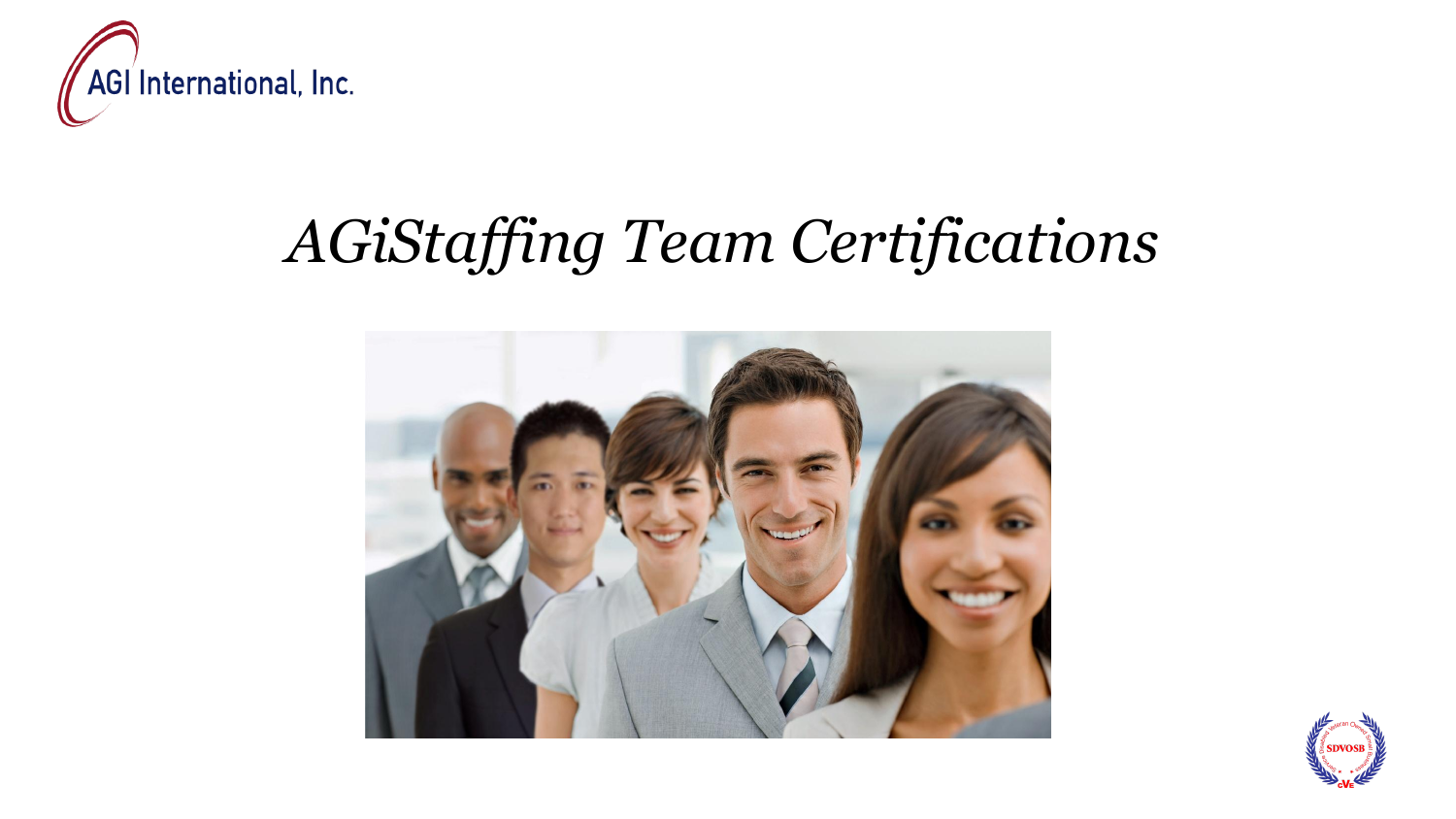AGI International, Inc.

# *AGiStaffing Team Certifications*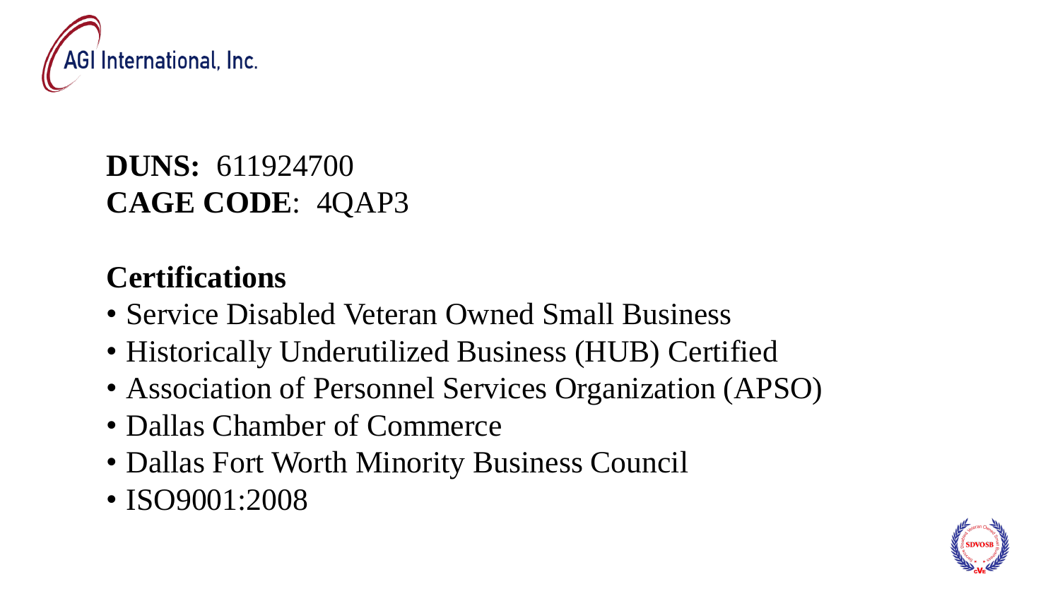AGI International, Inc.

**DUNS:** 611924700
**CAGE CODE**: 4QAP3

## Certifications

- Service Disabled Veteran Owned Small Business
- Historically Underutilized Business (HUB) Certified
- Association of Personnel Services Organization (APSO)
- Dallas Chamber of Commerce
- Dallas Fort Worth Minority Business Council
- ISO9001:2008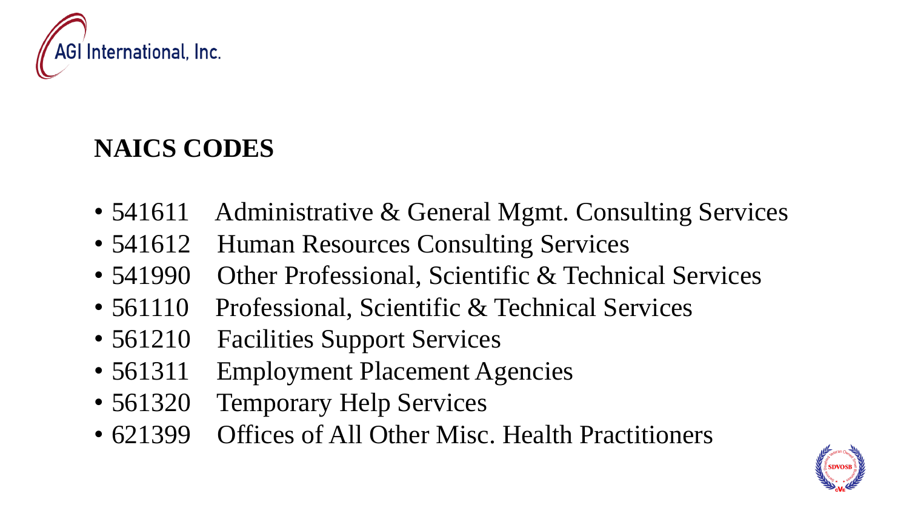## NAICS CODES

- 541611 Administrative & General Mgmt. Consulting Services
- 541612 Human Resources Consulting Services
- 541990 Other Professional, Scientific & Technical Services
- 561110 Professional, Scientific & Technical Services
- 561210 Facilities Support Services
- 561311 Employment Placement Agencies
- 561320 Temporary Help Services
- 621399 Offices of All Other Misc. Health Practitioners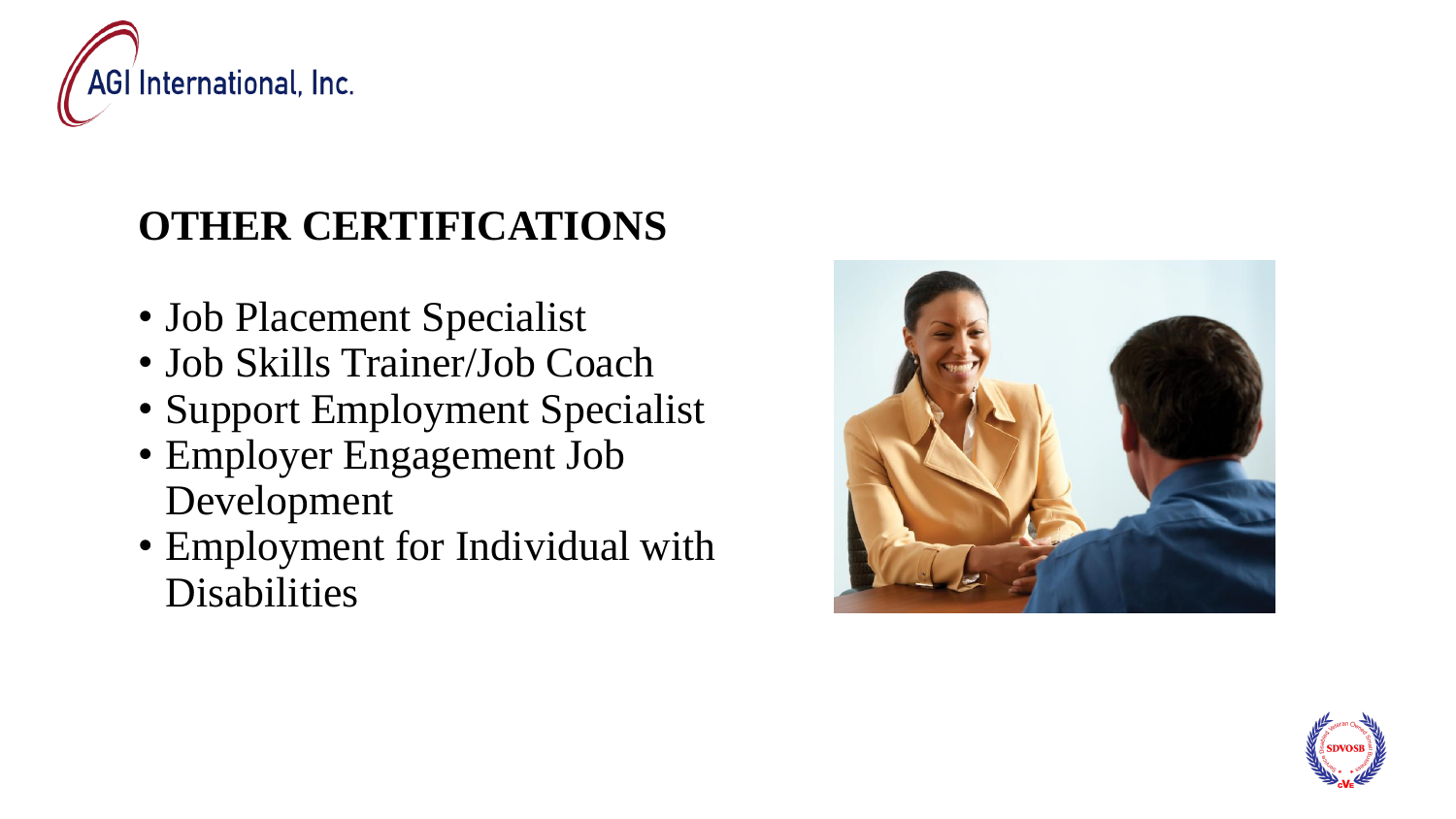## OTHER CERTIFICATIONS

- Job Placement Specialist
- Job Skills Trainer/Job Coach
- Support Employment Specialist
- Employer Engagement Job Development
- Employment for Individual with Disabilities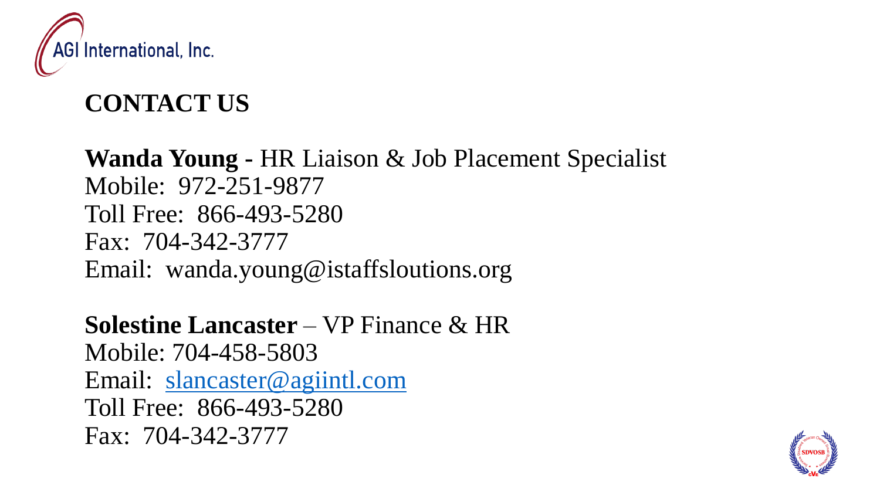AGI International, Inc.

## CONTACT US

**Wanda Young -** HR Liaison & Job Placement Specialist
Mobile: 972-251-9877
Toll Free: 866-493-5280
Fax: 704-342-3777
Email: wanda.young@istaffsloutions.org

**Solestine Lancaster** – VP Finance & HR
Mobile: 704-458-5803
Email: slancaster@agiintl.com
Toll Free: 866-493-5280
Fax: 704-342-3777